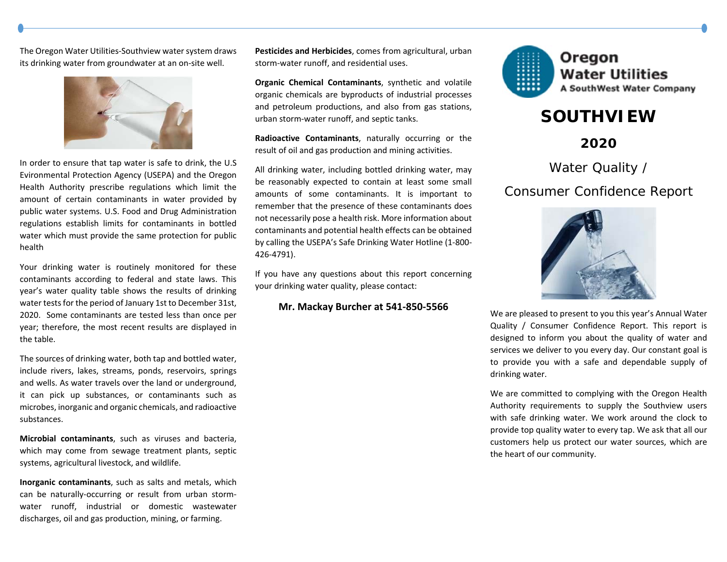The Oregon Water Utilities-Southview water system draws its drinking water from groundwater at an on-site well.

In order to ensure that tap water is safe to drink, the U.S Evironmental Protection Agency (USEPA) and the Oregon Health Authority prescribe regulations which limit the amount of certain contaminants in water provided by public water systems. U.S. Food and Drug Administration regulations establish limits for contaminants in bottled water which must provide the same protection for public health

Your drinking water is routinely monitored for these contaminants according to federal and state laws. This year's water quality table shows the results of drinking water tests for the period of January 1st to December 31st, 2020. Some contaminants are tested less than once per year; therefore, the most recent results are displayed in the table.

The sources of drinking water, both tap and bottled water, include rivers, lakes, streams, ponds, reservoirs, springs and wells. As water travels over the land or underground, it can pick up substances, or contaminants such as microbes, inorganic and organic chemicals, and radioactive substances.

**Microbial contaminants**, such as viruses and bacteria, which may come from sewage treatment plants, septic systems, agricultural livestock, and wildlife.

**Inorganic contaminants**, such as salts and metals, which can be naturally-occurring or result from urban storm-water runoff, industrial or domestic wastewater discharges, oil and gas production, mining, or farming.

**Pesticides and Herbicides**, comes from agricultural, urban storm-water runoff, and residential uses.

**Organic Chemical Contaminants**, synthetic and volatile organic chemicals are byproducts of industrial processes and petroleum productions, and also from gas stations, urban storm-water runoff, and septic tanks.

**Radioactive Contaminants**, naturally occurring or the result of oil and gas production and mining activities.

All drinking water, including bottled drinking water, may be reasonably expected to contain at least some small amounts of some contaminants. It is important to remember that the presence of these contaminants does not necessarily pose a health risk. More information about contaminants and potential health effects can be obtained by calling the USEPA's Safe Drinking Water Hotline (1-800-426-4791).

If you have any questions about this report concerning your drinking water quality, please contact:

**Mr. Mackay Burcher at 541-850-5566**

**Oregon Water Utilities**
**A SouthWest Water Company**

# SOUTHVIEW

## 2020

## Water Quality / Consumer Confidence Report

We are pleased to present to you this year's Annual Water Quality / Consumer Confidence Report. This report is designed to inform you about the quality of water and services we deliver to you every day. Our constant goal is to provide you with a safe and dependable supply of drinking water.

We are committed to complying with the Oregon Health Authority requirements to supply the Southview users with safe drinking water. We work around the clock to provide top quality water to every tap. We ask that all our customers help us protect our water sources, which are the heart of our community.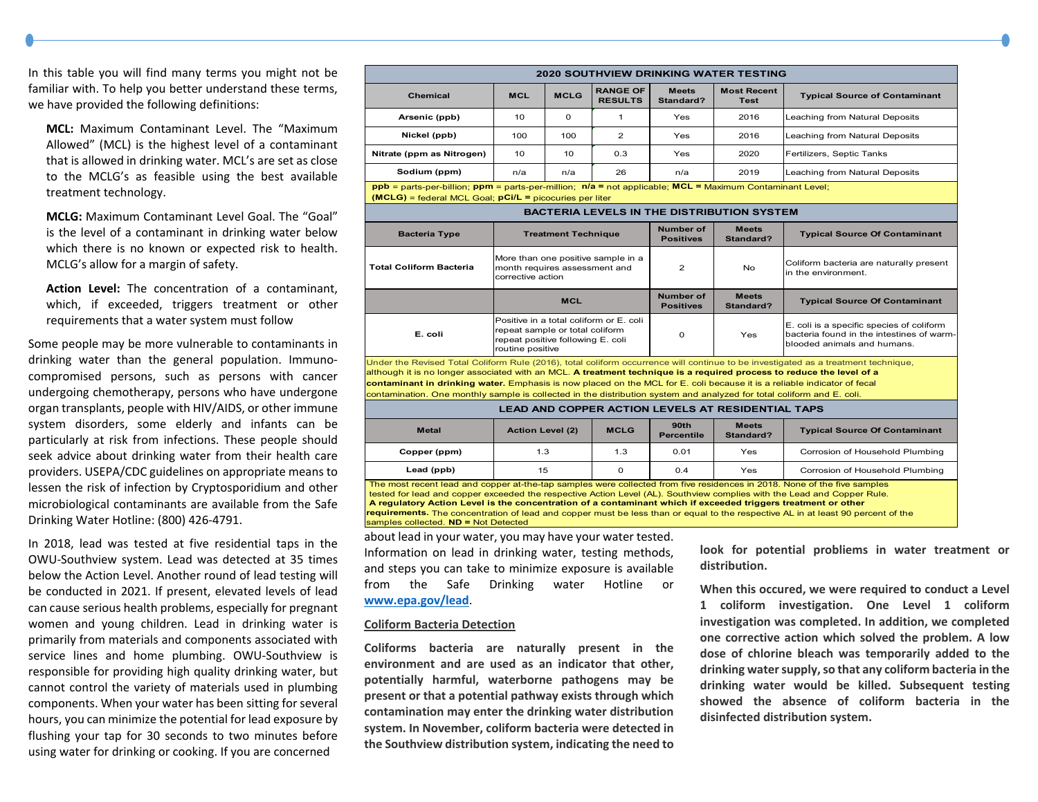In this table you will find many terms you might not be familiar with. To help you better understand these terms, we have provided the following definitions:

**MCL:** Maximum Contaminant Level. The "Maximum Allowed" (MCL) is the highest level of a contaminant that is allowed in drinking water. MCL's are set as close to the MCLG's as feasible using the best available treatment technology.

**MCLG:** Maximum Contaminant Level Goal. The "Goal" is the level of a contaminant in drinking water below which there is no known or expected risk to health. MCLG's allow for a margin of safety.

**Action Level:** The concentration of a contaminant, which, if exceeded, triggers treatment or other requirements that a water system must follow

Some people may be more vulnerable to contaminants in drinking water than the general population. Immuno-compromised persons, such as persons with cancer undergoing chemotherapy, persons who have undergone organ transplants, people with HIV/AIDS, or other immune system disorders, some elderly and infants can be particularly at risk from infections. These people should seek advice about drinking water from their health care providers. USEPA/CDC guidelines on appropriate means to lessen the risk of infection by Cryptosporidium and other microbiological contaminants are available from the Safe Drinking Water Hotline: (800) 426-4791.

In 2018, lead was tested at five residential taps in the OWU-Southview system. Lead was detected at 35 times below the Action Level. Another round of lead testing will be conducted in 2021. If present, elevated levels of lead can cause serious health problems, especially for pregnant women and young children. Lead in drinking water is primarily from materials and components associated with service lines and home plumbing. OWU-Southview is responsible for providing high quality drinking water, but cannot control the variety of materials used in plumbing components. When your water has been sitting for several hours, you can minimize the potential for lead exposure by flushing your tap for 30 seconds to two minutes before using water for drinking or cooking. If you are concerned about lead in your water, you may have your water tested. Information on lead in drinking water, testing methods, and steps you can take to minimize exposure is available from the Safe Drinking water Hotline or **www.epa.gov/lead**.

**2020 SOUTHVIEW DRINKING WATER TESTING**

| Chemical | MCL | MCLG | RANGE OF RESULTS | Meets Standard? | Most Recent Test | Typical Source of Contaminant |
|---|---|---|---|---|---|---|
| Arsenic (ppb) | 10 | 0 | 1 | Yes | 2016 | Leaching from Natural Deposits |
| Nickel (ppb) | 100 | 100 | 2 | Yes | 2016 | Leaching from Natural Deposits |
| Nitrate (ppm as Nitrogen) | 10 | 10 | 0.3 | Yes | 2020 | Fertilizers, Septic Tanks |
| Sodium (ppm) | n/a | n/a | 26 | n/a | 2019 | Leaching from Natural Deposits |

**ppb** = parts-per-billion; **ppm** = parts-per-million; **n/a** = not applicable; **MCL** = Maximum Contaminant Level; **(MCLG)** = federal MCL Goal; **pCi/L** = picocuries per liter

**BACTERIA LEVELS IN THE DISTRIBUTION SYSTEM**

| Bacteria Type | Treatment Technique | Number of Positives | Meets Standard? | Typical Source Of Contaminant |
|---|---|---|---|---|
| Total Coliform Bacteria | More than one positive sample in a month requires assessment and corrective action | 2 | No | Coliform bacteria are naturally present in the environment. |
| | **MCL** | **Number of Positives** | **Meets Standard?** | **Typical Source Of Contaminant** |
| E. coli | Positive in a total coliform or E. coli repeat sample or total coliform repeat positive following E. coli routine positive | 0 | Yes | E. coli is a specific species of coliform bacteria found in the intestines of warm-blooded animals and humans. |

Under the Revised Total Coliform Rule (2016), total coliform occurrence will continue to be investigated as a treatment technique, although it is no longer associated with an MCL. **A treatment technique is a required process to reduce the level of a contaminant in drinking water.** Emphasis is now placed on the MCL for E. coli because it is a reliable indicator of fecal contamination. One monthly sample is collected in the distribution system and analyzed for total coliform and E. coli.

**LEAD AND COPPER ACTION LEVELS AT RESIDENTIAL TAPS**

| Metal | Action Level (2) | MCLG | 90th Percentile | Meets Standard? | Typical Source Of Contaminant |
|---|---|---|---|---|---|
| Copper (ppm) | 1.3 | 1.3 | 0.01 | Yes | Corrosion of Household Plumbing |
| Lead (ppb) | 15 | 0 | 0.4 | Yes | Corrosion of Household Plumbing |

The most recent lead and copper at-the-tap samples were collected from five residences in 2018. None of the five samples tested for lead and copper exceeded the respective Action Level (AL). Southview complies with the Lead and Copper Rule. **A regulatory Action Level is the concentration of a contaminant which if exceeded triggers treatment or other requirements.** The concentration of lead and copper must be less than or equal to the respective AL in at least 90 percent of the samples collected. **ND =** Not Detected

**Coliform Bacteria Detection**

**Coliforms bacteria are naturally present in the environment and are used as an indicator that other, potentially harmful, waterborne pathogens may be present or that a potential pathway exists through which contamination may enter the drinking water distribution system. In November, coliform bacteria were detected in the Southview distribution system, indicating the need to look for potential probliems in water treatment or distribution.**

**When this occured, we were required to conduct a Level 1 coliform investigation. One Level 1 coliform investigation was completed. In addition, we completed one corrective action which solved the problem. A low dose of chlorine bleach was temporarily added to the drinking water supply, so that any coliform bacteria in the drinking water would be killed. Subsequent testing showed the absence of coliform bacteria in the disinfected distribution system.**